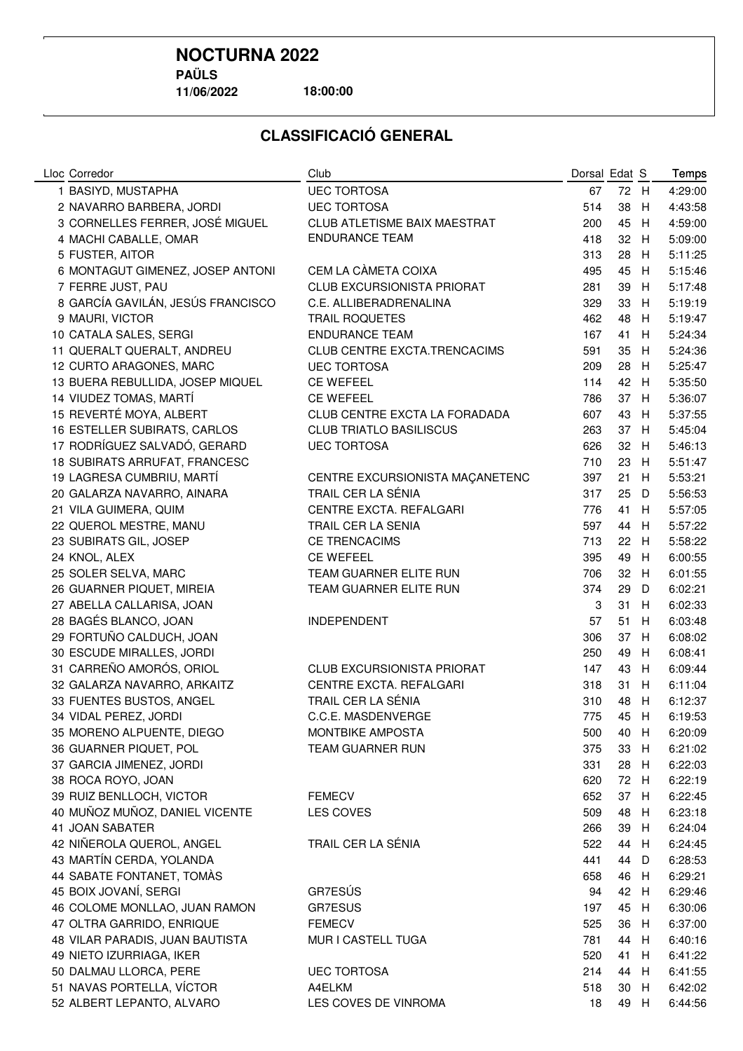# NOCTURNA 2022

**PAÜLS**

**11/06/2022** **18:00:00**

## CLASSIFICACIÓ GENERAL

| Lloc | Corredor | Club | Dorsal | Edat | S | Temps |
|---|---|---|---|---|---|---|
| 1 | BASIYD, MUSTAPHA | UEC TORTOSA | 67 | 72 | H | 4:29:00 |
| 2 | NAVARRO BARBERA, JORDI | UEC TORTOSA | 514 | 38 | H | 4:43:58 |
| 3 | CORNELLES FERRER, JOSÉ MIGUEL | CLUB ATLETISME BAIX MAESTRAT | 200 | 45 | H | 4:59:00 |
| 4 | MACHI CABALLE, OMAR | ENDURANCE TEAM | 418 | 32 | H | 5:09:00 |
| 5 | FUSTER, AITOR | | 313 | 28 | H | 5:11:25 |
| 6 | MONTAGUT GIMENEZ, JOSEP ANTONI | CEM LA CÀMETA COIXA | 495 | 45 | H | 5:15:46 |
| 7 | FERRE JUST, PAU | CLUB EXCURSIONISTA PRIORAT | 281 | 39 | H | 5:17:48 |
| 8 | GARCÍA GAVILÁN, JESÚS FRANCISCO | C.E. ALLIBERADRENALINA | 329 | 33 | H | 5:19:19 |
| 9 | MAURI, VICTOR | TRAIL ROQUETES | 462 | 48 | H | 5:19:47 |
| 10 | CATALA SALES, SERGI | ENDURANCE TEAM | 167 | 41 | H | 5:24:34 |
| 11 | QUERALT QUERALT, ANDREU | CLUB CENTRE EXCTA.TRENCACIMS | 591 | 35 | H | 5:24:36 |
| 12 | CURTO ARAGONES, MARC | UEC TORTOSA | 209 | 28 | H | 5:25:47 |
| 13 | BUERA REBULLIDA, JOSEP MIQUEL | CE WEFEEL | 114 | 42 | H | 5:35:50 |
| 14 | VIUDEZ TOMAS, MARTÍ | CE WEFEEL | 786 | 37 | H | 5:36:07 |
| 15 | REVERTÉ MOYA, ALBERT | CLUB CENTRE EXCTA LA FORADADA | 607 | 43 | H | 5:37:55 |
| 16 | ESTELLER SUBIRATS, CARLOS | CLUB TRIATLO BASILISCUS | 263 | 37 | H | 5:45:04 |
| 17 | RODRÍGUEZ SALVADÓ, GERARD | UEC TORTOSA | 626 | 32 | H | 5:46:13 |
| 18 | SUBIRATS ARRUFAT, FRANCESC | | 710 | 23 | H | 5:51:47 |
| 19 | LAGRESA CUMBRIU, MARTÍ | CENTRE EXCURSIONISTA MAÇANETENC | 397 | 21 | H | 5:53:21 |
| 20 | GALARZA NAVARRO, AINARA | TRAIL CER LA SÉNIA | 317 | 25 | D | 5:56:53 |
| 21 | VILA GUIMERA, QUIM | CENTRE EXCTA. REFALGARI | 776 | 41 | H | 5:57:05 |
| 22 | QUEROL MESTRE, MANU | TRAIL CER LA SENIA | 597 | 44 | H | 5:57:22 |
| 23 | SUBIRATS GIL, JOSEP | CE TRENCACIMS | 713 | 22 | H | 5:58:22 |
| 24 | KNOL, ALEX | CE WEFEEL | 395 | 49 | H | 6:00:55 |
| 25 | SOLER SELVA, MARC | TEAM GUARNER ELITE RUN | 706 | 32 | H | 6:01:55 |
| 26 | GUARNER PIQUET, MIREIA | TEAM GUARNER ELITE RUN | 374 | 29 | D | 6:02:21 |
| 27 | ABELLA CALLARISA, JOAN | | 3 | 31 | H | 6:02:33 |
| 28 | BAGÉS BLANCO, JOAN | INDEPENDENT | 57 | 51 | H | 6:03:48 |
| 29 | FORTUÑO CALDUCH, JOAN | | 306 | 37 | H | 6:08:02 |
| 30 | ESCUDE MIRALLES, JORDI | | 250 | 49 | H | 6:08:41 |
| 31 | CARREÑO AMORÓS, ORIOL | CLUB EXCURSIONISTA PRIORAT | 147 | 43 | H | 6:09:44 |
| 32 | GALARZA NAVARRO, ARKAITZ | CENTRE EXCTA. REFALGARI | 318 | 31 | H | 6:11:04 |
| 33 | FUENTES BUSTOS, ANGEL | TRAIL CER LA SÉNIA | 310 | 48 | H | 6:12:37 |
| 34 | VIDAL PEREZ, JORDI | C.C.E. MASDENVERGE | 775 | 45 | H | 6:19:53 |
| 35 | MORENO ALPUENTE, DIEGO | MONTBIKE AMPOSTA | 500 | 40 | H | 6:20:09 |
| 36 | GUARNER PIQUET, POL | TEAM GUARNER RUN | 375 | 33 | H | 6:21:02 |
| 37 | GARCIA JIMENEZ, JORDI | | 331 | 28 | H | 6:22:03 |
| 38 | ROCA ROYO, JOAN | | 620 | 72 | H | 6:22:19 |
| 39 | RUIZ BENLLOCH, VICTOR | FEMECV | 652 | 37 | H | 6:22:45 |
| 40 | MUÑOZ MUÑOZ, DANIEL VICENTE | LES COVES | 509 | 48 | H | 6:23:18 |
| 41 | JOAN SABATER | | 266 | 39 | H | 6:24:04 |
| 42 | NIÑEROLA QUEROL, ANGEL | TRAIL CER LA SÉNIA | 522 | 44 | H | 6:24:45 |
| 43 | MARTÍN CERDA, YOLANDA | | 441 | 44 | D | 6:28:53 |
| 44 | SABATE FONTANET, TOMÀS | | 658 | 46 | H | 6:29:21 |
| 45 | BOIX JOVANÍ, SERGI | GR7ESÚS | 94 | 42 | H | 6:29:46 |
| 46 | COLOME MONLLAO, JUAN RAMON | GR7ESUS | 197 | 45 | H | 6:30:06 |
| 47 | OLTRA GARRIDO, ENRIQUE | FEMECV | 525 | 36 | H | 6:37:00 |
| 48 | VILAR PARADIS, JUAN BAUTISTA | MUR I CASTELL TUGA | 781 | 44 | H | 6:40:16 |
| 49 | NIETO IZURRIAGA, IKER | | 520 | 41 | H | 6:41:22 |
| 50 | DALMAU LLORCA, PERE | UEC TORTOSA | 214 | 44 | H | 6:41:55 |
| 51 | NAVAS PORTELLA, VÍCTOR | A4ELKM | 518 | 30 | H | 6:42:02 |
| 52 | ALBERT LEPANTO, ALVARO | LES COVES DE VINROMA | 18 | 49 | H | 6:44:56 |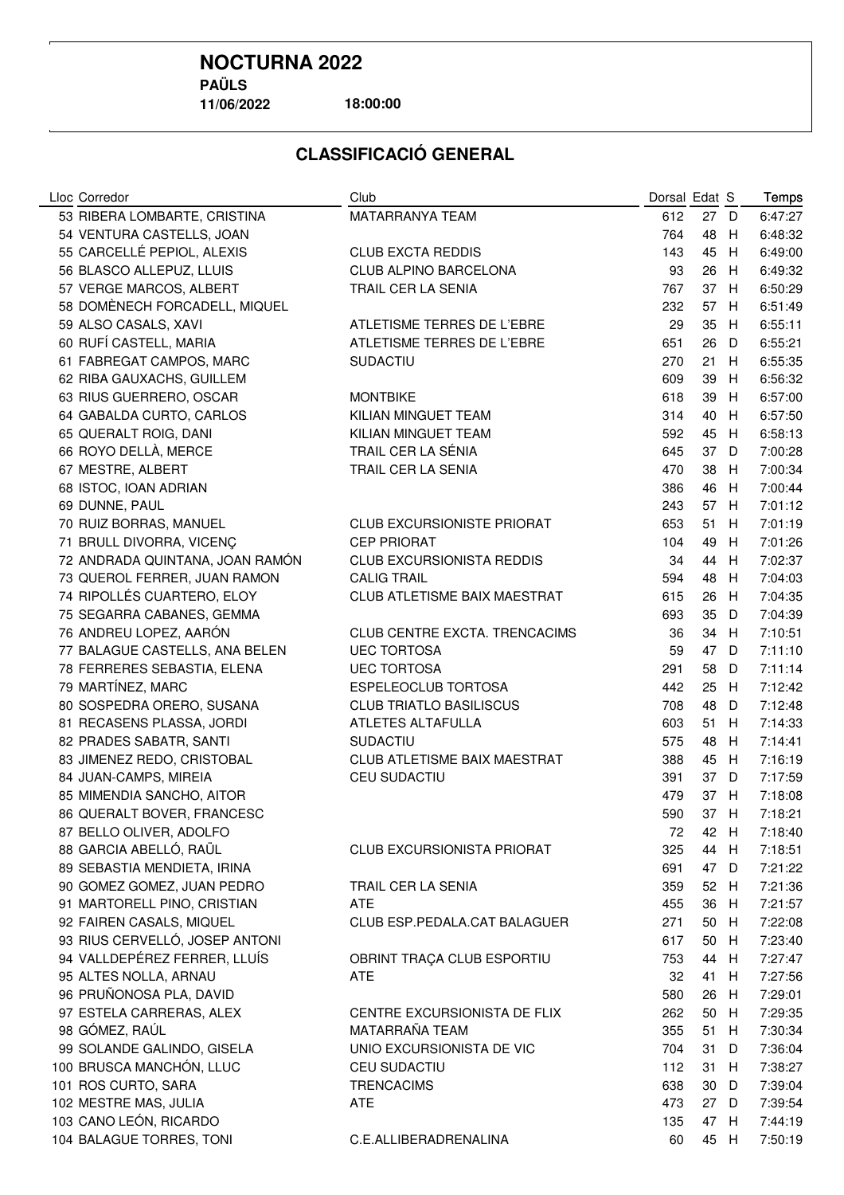# NOCTURNA 2022

**PAÜLS**

**11/06/2022** **18:00:00**

## CLASSIFICACIÓ GENERAL

| Lloc | Corredor | Club | Dorsal | Edat | S | Temps |
|---|---|---|---|---|---|---|
| 53 | RIBERA LOMBARTE, CRISTINA | MATARRANYA TEAM | 612 | 27 | D | 6:47:27 |
| 54 | VENTURA CASTELLS, JOAN | | 764 | 48 | H | 6:48:32 |
| 55 | CARCELLÉ PEPIOL, ALEXIS | CLUB EXCTA REDDIS | 143 | 45 | H | 6:49:00 |
| 56 | BLASCO ALLEPUZ, LLUIS | CLUB ALPINO BARCELONA | 93 | 26 | H | 6:49:32 |
| 57 | VERGE MARCOS, ALBERT | TRAIL CER LA SENIA | 767 | 37 | H | 6:50:29 |
| 58 | DOMÈNECH FORCADELL, MIQUEL | | 232 | 57 | H | 6:51:49 |
| 59 | ALSO CASALS, XAVI | ATLETISME TERRES DE L'EBRE | 29 | 35 | H | 6:55:11 |
| 60 | RUFÍ CASTELL, MARIA | ATLETISME TERRES DE L'EBRE | 651 | 26 | D | 6:55:21 |
| 61 | FABREGAT CAMPOS, MARC | SUDACTIU | 270 | 21 | H | 6:55:35 |
| 62 | RIBA GAUXACHS, GUILLEM | | 609 | 39 | H | 6:56:32 |
| 63 | RIUS GUERRERO, OSCAR | MONTBIKE | 618 | 39 | H | 6:57:00 |
| 64 | GABALDA CURTO, CARLOS | KILIAN MINGUET TEAM | 314 | 40 | H | 6:57:50 |
| 65 | QUERALT ROIG, DANI | KILIAN MINGUET TEAM | 592 | 45 | H | 6:58:13 |
| 66 | ROYO DELLÀ, MERCE | TRAIL CER LA SÉNIA | 645 | 37 | D | 7:00:28 |
| 67 | MESTRE, ALBERT | TRAIL CER LA SENIA | 470 | 38 | H | 7:00:34 |
| 68 | ISTOC, IOAN ADRIAN | | 386 | 46 | H | 7:00:44 |
| 69 | DUNNE, PAUL | | 243 | 57 | H | 7:01:12 |
| 70 | RUIZ BORRAS, MANUEL | CLUB EXCURSIONISTE PRIORAT | 653 | 51 | H | 7:01:19 |
| 71 | BRULL DIVORRA, VICENÇ | CEP PRIORAT | 104 | 49 | H | 7:01:26 |
| 72 | ANDRADA QUINTANA, JOAN RAMÓN | CLUB EXCURSIONISTA REDDIS | 34 | 44 | H | 7:02:37 |
| 73 | QUEROL FERRER, JUAN RAMON | CALIG TRAIL | 594 | 48 | H | 7:04:03 |
| 74 | RIPOLLÉS CUARTERO, ELOY | CLUB ATLETISME BAIX MAESTRAT | 615 | 26 | H | 7:04:35 |
| 75 | SEGARRA CABANES, GEMMA | | 693 | 35 | D | 7:04:39 |
| 76 | ANDREU LOPEZ, AARÓN | CLUB CENTRE EXCTA. TRENCACIMS | 36 | 34 | H | 7:10:51 |
| 77 | BALAGUE CASTELLS, ANA BELEN | UEC TORTOSA | 59 | 47 | D | 7:11:10 |
| 78 | FERRERES SEBASTIA, ELENA | UEC TORTOSA | 291 | 58 | D | 7:11:14 |
| 79 | MARTÍNEZ, MARC | ESPELEOCLUB TORTOSA | 442 | 25 | H | 7:12:42 |
| 80 | SOSPEDRA ORERO, SUSANA | CLUB TRIATLO BASILISCUS | 708 | 48 | D | 7:12:48 |
| 81 | RECASENS PLASSA, JORDI | ATLETES ALTAFULLA | 603 | 51 | H | 7:14:33 |
| 82 | PRADES SABATR, SANTI | SUDACTIU | 575 | 48 | H | 7:14:41 |
| 83 | JIMENEZ REDO, CRISTOBAL | CLUB ATLETISME BAIX MAESTRAT | 388 | 45 | H | 7:16:19 |
| 84 | JUAN-CAMPS, MIREIA | CEU SUDACTIU | 391 | 37 | D | 7:17:59 |
| 85 | MIMENDIA SANCHO, AITOR | | 479 | 37 | H | 7:18:08 |
| 86 | QUERALT BOVER, FRANCESC | | 590 | 37 | H | 7:18:21 |
| 87 | BELLO OLIVER, ADOLFO | | 72 | 42 | H | 7:18:40 |
| 88 | GARCIA ABELLÓ, RAÜL | CLUB EXCURSIONISTA PRIORAT | 325 | 44 | H | 7:18:51 |
| 89 | SEBASTIA MENDIETA, IRINA | | 691 | 47 | D | 7:21:22 |
| 90 | GOMEZ GOMEZ, JUAN PEDRO | TRAIL CER LA SENIA | 359 | 52 | H | 7:21:36 |
| 91 | MARTORELL PINO, CRISTIAN | ATE | 455 | 36 | H | 7:21:57 |
| 92 | FAIREN CASALS, MIQUEL | CLUB ESP.PEDALA.CAT BALAGUER | 271 | 50 | H | 7:22:08 |
| 93 | RIUS CERVELLÓ, JOSEP ANTONI | | 617 | 50 | H | 7:23:40 |
| 94 | VALLDEPÉREZ FERRER, LLUÍS | OBRINT TRAÇA CLUB ESPORTIU | 753 | 44 | H | 7:27:47 |
| 95 | ALTES NOLLA, ARNAU | ATE | 32 | 41 | H | 7:27:56 |
| 96 | PRUÑONOSA PLA, DAVID | | 580 | 26 | H | 7:29:01 |
| 97 | ESTELA CARRERAS, ALEX | CENTRE EXCURSIONISTA DE FLIX | 262 | 50 | H | 7:29:35 |
| 98 | GÓMEZ, RAÚL | MATARRAÑA TEAM | 355 | 51 | H | 7:30:34 |
| 99 | SOLANDE GALINDO, GISELA | UNIO EXCURSIONISTA DE VIC | 704 | 31 | D | 7:36:04 |
| 100 | BRUSCA MANCHÓN, LLUC | CEU SUDACTIU | 112 | 31 | H | 7:38:27 |
| 101 | ROS CURTO, SARA | TRENCACIMS | 638 | 30 | D | 7:39:04 |
| 102 | MESTRE MAS, JULIA | ATE | 473 | 27 | D | 7:39:54 |
| 103 | CANO LEÓN, RICARDO | | 135 | 47 | H | 7:44:19 |
| 104 | BALAGUE TORRES, TONI | C.E.ALLIBERADRENALINA | 60 | 45 | H | 7:50:19 |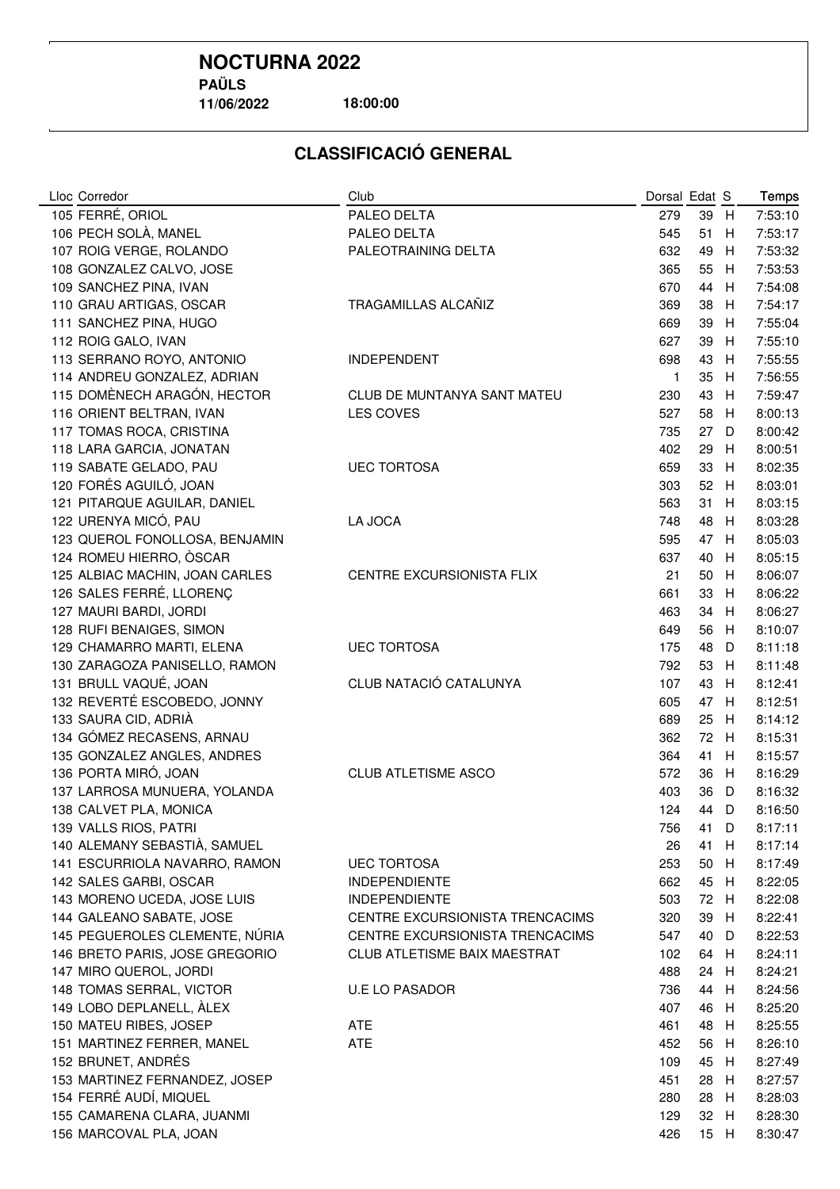# NOCTURNA 2022

**PAÜLS**

**11/06/2022** **18:00:00**

## CLASSIFICACIÓ GENERAL

| Lloc | Corredor | Club | Dorsal | Edat | S | Temps |
|---|---|---|---|---|---|---|
| 105 | FERRÉ, ORIOL | PALEO DELTA | 279 | 39 | H | 7:53:10 |
| 106 | PECH SOLÀ, MANEL | PALEO DELTA | 545 | 51 | H | 7:53:17 |
| 107 | ROIG VERGE, ROLANDO | PALEOTRAINING DELTA | 632 | 49 | H | 7:53:32 |
| 108 | GONZALEZ CALVO, JOSE | | 365 | 55 | H | 7:53:53 |
| 109 | SANCHEZ PINA, IVAN | | 670 | 44 | H | 7:54:08 |
| 110 | GRAU ARTIGAS, OSCAR | TRAGAMILLAS ALCAÑIZ | 369 | 38 | H | 7:54:17 |
| 111 | SANCHEZ PINA, HUGO | | 669 | 39 | H | 7:55:04 |
| 112 | ROIG GALO, IVAN | | 627 | 39 | H | 7:55:10 |
| 113 | SERRANO ROYO, ANTONIO | INDEPENDENT | 698 | 43 | H | 7:55:55 |
| 114 | ANDREU GONZALEZ, ADRIAN | | 1 | 35 | H | 7:56:55 |
| 115 | DOMÈNECH ARAGÓN, HECTOR | CLUB DE MUNTANYA SANT MATEU | 230 | 43 | H | 7:59:47 |
| 116 | ORIENT BELTRAN, IVAN | LES COVES | 527 | 58 | H | 8:00:13 |
| 117 | TOMAS ROCA, CRISTINA | | 735 | 27 | D | 8:00:42 |
| 118 | LARA GARCIA, JONATAN | | 402 | 29 | H | 8:00:51 |
| 119 | SABATE GELADO, PAU | UEC TORTOSA | 659 | 33 | H | 8:02:35 |
| 120 | FORÉS AGUILÓ, JOAN | | 303 | 52 | H | 8:03:01 |
| 121 | PITARQUE AGUILAR, DANIEL | | 563 | 31 | H | 8:03:15 |
| 122 | URENYA MICÓ, PAU | LA JOCA | 748 | 48 | H | 8:03:28 |
| 123 | QUEROL FONOLLOSA, BENJAMIN | | 595 | 47 | H | 8:05:03 |
| 124 | ROMEU HIERRO, ÒSCAR | | 637 | 40 | H | 8:05:15 |
| 125 | ALBIAC MACHIN, JOAN CARLES | CENTRE EXCURSIONISTA FLIX | 21 | 50 | H | 8:06:07 |
| 126 | SALES FERRÉ, LLORENÇ | | 661 | 33 | H | 8:06:22 |
| 127 | MAURI BARDI, JORDI | | 463 | 34 | H | 8:06:27 |
| 128 | RUFI BENAIGES, SIMON | | 649 | 56 | H | 8:10:07 |
| 129 | CHAMARRO MARTI, ELENA | UEC TORTOSA | 175 | 48 | D | 8:11:18 |
| 130 | ZARAGOZA PANISELLO, RAMON | | 792 | 53 | H | 8:11:48 |
| 131 | BRULL VAQUÉ, JOAN | CLUB NATACIÓ CATALUNYA | 107 | 43 | H | 8:12:41 |
| 132 | REVERTÉ ESCOBEDO, JONNY | | 605 | 47 | H | 8:12:51 |
| 133 | SAURA CID, ADRIÀ | | 689 | 25 | H | 8:14:12 |
| 134 | GÓMEZ RECASENS, ARNAU | | 362 | 72 | H | 8:15:31 |
| 135 | GONZALEZ ANGLES, ANDRES | | 364 | 41 | H | 8:15:57 |
| 136 | PORTA MIRÓ, JOAN | CLUB ATLETISME ASCO | 572 | 36 | H | 8:16:29 |
| 137 | LARROSA MUNUERA, YOLANDA | | 403 | 36 | D | 8:16:32 |
| 138 | CALVET PLA, MONICA | | 124 | 44 | D | 8:16:50 |
| 139 | VALLS RIOS, PATRI | | 756 | 41 | D | 8:17:11 |
| 140 | ALEMANY SEBASTIÀ, SAMUEL | | 26 | 41 | H | 8:17:14 |
| 141 | ESCURRIOLA NAVARRO, RAMON | UEC TORTOSA | 253 | 50 | H | 8:17:49 |
| 142 | SALES GARBI, OSCAR | INDEPENDIENTE | 662 | 45 | H | 8:22:05 |
| 143 | MORENO UCEDA, JOSE LUIS | INDEPENDIENTE | 503 | 72 | H | 8:22:08 |
| 144 | GALEANO SABATE, JOSE | CENTRE EXCURSIONISTA TRENCACIMS | 320 | 39 | H | 8:22:41 |
| 145 | PEGUEROLES CLEMENTE, NÚRIA | CENTRE EXCURSIONISTA TRENCACIMS | 547 | 40 | D | 8:22:53 |
| 146 | BRETO PARIS, JOSE GREGORIO | CLUB ATLETISME BAIX MAESTRAT | 102 | 64 | H | 8:24:11 |
| 147 | MIRO QUEROL, JORDI | | 488 | 24 | H | 8:24:21 |
| 148 | TOMAS SERRAL, VICTOR | U.E LO PASADOR | 736 | 44 | H | 8:24:56 |
| 149 | LOBO DEPLANELL, ÀLEX | | 407 | 46 | H | 8:25:20 |
| 150 | MATEU RIBES, JOSEP | ATE | 461 | 48 | H | 8:25:55 |
| 151 | MARTINEZ FERRER, MANEL | ATE | 452 | 56 | H | 8:26:10 |
| 152 | BRUNET, ANDRÉS | | 109 | 45 | H | 8:27:49 |
| 153 | MARTINEZ FERNANDEZ, JOSEP | | 451 | 28 | H | 8:27:57 |
| 154 | FERRÉ AUDÍ, MIQUEL | | 280 | 28 | H | 8:28:03 |
| 155 | CAMARENA CLARA, JUANMI | | 129 | 32 | H | 8:28:30 |
| 156 | MARCOVAL PLA, JOAN | | 426 | 15 | H | 8:30:47 |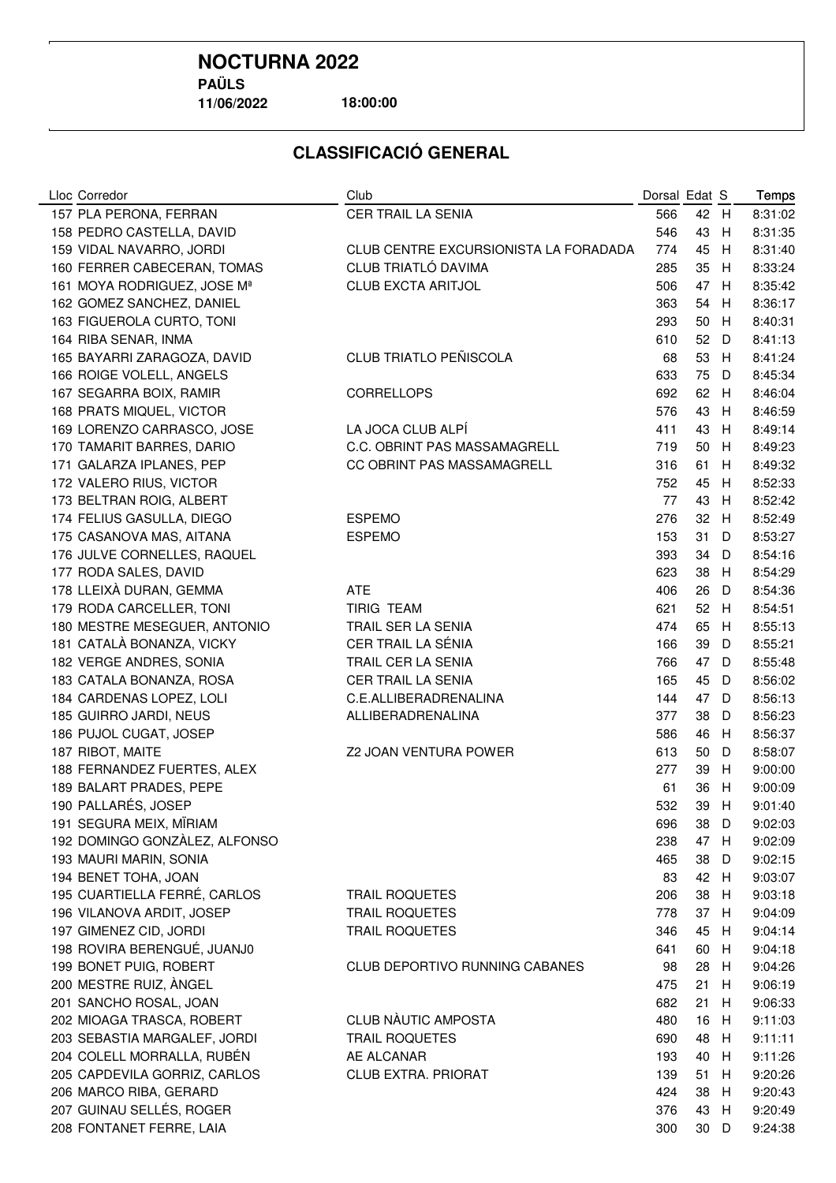# NOCTURNA 2022

**PAÜLS**

**11/06/2022** **18:00:00**

## CLASSIFICACIÓ GENERAL

| Lloc | Corredor | Club | Dorsal | Edat | S | Temps |
|---|---|---|---|---|---|---|
| 157 | PLA PERONA, FERRAN | CER TRAIL LA SENIA | 566 | 42 | H | 8:31:02 |
| 158 | PEDRO CASTELLA, DAVID | | 546 | 43 | H | 8:31:35 |
| 159 | VIDAL NAVARRO, JORDI | CLUB CENTRE EXCURSIONISTA LA FORADADA | 774 | 45 | H | 8:31:40 |
| 160 | FERRER CABECERAN, TOMAS | CLUB TRIATLÓ DAVIMA | 285 | 35 | H | 8:33:24 |
| 161 | MOYA RODRIGUEZ, JOSE Mª | CLUB EXCTA ARITJOL | 506 | 47 | H | 8:35:42 |
| 162 | GOMEZ SANCHEZ, DANIEL | | 363 | 54 | H | 8:36:17 |
| 163 | FIGUEROLA CURTO, TONI | | 293 | 50 | H | 8:40:31 |
| 164 | RIBA SENAR, INMA | | 610 | 52 | D | 8:41:13 |
| 165 | BAYARRI ZARAGOZA, DAVID | CLUB TRIATLO PEÑISCOLA | 68 | 53 | H | 8:41:24 |
| 166 | ROIGE VOLELL, ANGELS | | 633 | 75 | D | 8:45:34 |
| 167 | SEGARRA BOIX, RAMIR | CORRELLOPS | 692 | 62 | H | 8:46:04 |
| 168 | PRATS MIQUEL, VICTOR | | 576 | 43 | H | 8:46:59 |
| 169 | LORENZO CARRASCO, JOSE | LA JOCA CLUB ALPÍ | 411 | 43 | H | 8:49:14 |
| 170 | TAMARIT BARRES, DARIO | C.C. OBRINT PAS MASSAMAGRELL | 719 | 50 | H | 8:49:23 |
| 171 | GALARZA IPLANES, PEP | CC OBRINT PAS MASSAMAGRELL | 316 | 61 | H | 8:49:32 |
| 172 | VALERO RIUS, VICTOR | | 752 | 45 | H | 8:52:33 |
| 173 | BELTRAN ROIG, ALBERT | | 77 | 43 | H | 8:52:42 |
| 174 | FELIUS GASULLA, DIEGO | ESPEMO | 276 | 32 | H | 8:52:49 |
| 175 | CASANOVA MAS, AITANA | ESPEMO | 153 | 31 | D | 8:53:27 |
| 176 | JULVE CORNELLES, RAQUEL | | 393 | 34 | D | 8:54:16 |
| 177 | RODA SALES, DAVID | | 623 | 38 | H | 8:54:29 |
| 178 | LLEIXÀ DURAN, GEMMA | ATE | 406 | 26 | D | 8:54:36 |
| 179 | RODA CARCELLER, TONI | TIRIG TEAM | 621 | 52 | H | 8:54:51 |
| 180 | MESTRE MESEGUER, ANTONIO | TRAIL SER LA SENIA | 474 | 65 | H | 8:55:13 |
| 181 | CATALÀ BONANZA, VICKY | CER TRAIL LA SÉNIA | 166 | 39 | D | 8:55:21 |
| 182 | VERGE ANDRES, SONIA | TRAIL CER LA SENIA | 766 | 47 | D | 8:55:48 |
| 183 | CATALA BONANZA, ROSA | CER TRAIL LA SENIA | 165 | 45 | D | 8:56:02 |
| 184 | CARDENAS LOPEZ, LOLI | C.E.ALLIBERADRENALINA | 144 | 47 | D | 8:56:13 |
| 185 | GUIRRO JARDI, NEUS | ALLIBERADRENALINA | 377 | 38 | D | 8:56:23 |
| 186 | PUJOL CUGAT, JOSEP | | 586 | 46 | H | 8:56:37 |
| 187 | RIBOT, MAITE | Z2 JOAN VENTURA POWER | 613 | 50 | D | 8:58:07 |
| 188 | FERNANDEZ FUERTES, ALEX | | 277 | 39 | H | 9:00:00 |
| 189 | BALART PRADES, PEPE | | 61 | 36 | H | 9:00:09 |
| 190 | PALLARÉS, JOSEP | | 532 | 39 | H | 9:01:40 |
| 191 | SEGURA MEIX, MÏRIAM | | 696 | 38 | D | 9:02:03 |
| 192 | DOMINGO GONZÀLEZ, ALFONSO | | 238 | 47 | H | 9:02:09 |
| 193 | MAURI MARIN, SONIA | | 465 | 38 | D | 9:02:15 |
| 194 | BENET TOHA, JOAN | | 83 | 42 | H | 9:03:07 |
| 195 | CUARTIELLA FERRÉ, CARLOS | TRAIL ROQUETES | 206 | 38 | H | 9:03:18 |
| 196 | VILANOVA ARDIT, JOSEP | TRAIL ROQUETES | 778 | 37 | H | 9:04:09 |
| 197 | GIMENEZ CID, JORDI | TRAIL ROQUETES | 346 | 45 | H | 9:04:14 |
| 198 | ROVIRA BERENGUÉ, JUANJ0 | | 641 | 60 | H | 9:04:18 |
| 199 | BONET PUIG, ROBERT | CLUB DEPORTIVO RUNNING CABANES | 98 | 28 | H | 9:04:26 |
| 200 | MESTRE RUIZ, ÀNGEL | | 475 | 21 | H | 9:06:19 |
| 201 | SANCHO ROSAL, JOAN | | 682 | 21 | H | 9:06:33 |
| 202 | MIOAGA TRASCA, ROBERT | CLUB NÀUTIC AMPOSTA | 480 | 16 | H | 9:11:03 |
| 203 | SEBASTIA MARGALEF, JORDI | TRAIL ROQUETES | 690 | 48 | H | 9:11:11 |
| 204 | COLELL MORRALLA, RUBÉN | AE ALCANAR | 193 | 40 | H | 9:11:26 |
| 205 | CAPDEVILA GORRIZ, CARLOS | CLUB EXTRA. PRIORAT | 139 | 51 | H | 9:20:26 |
| 206 | MARCO RIBA, GERARD | | 424 | 38 | H | 9:20:43 |
| 207 | GUINAU SELLÉS, ROGER | | 376 | 43 | H | 9:20:49 |
| 208 | FONTANET FERRE, LAIA | | 300 | 30 | D | 9:24:38 |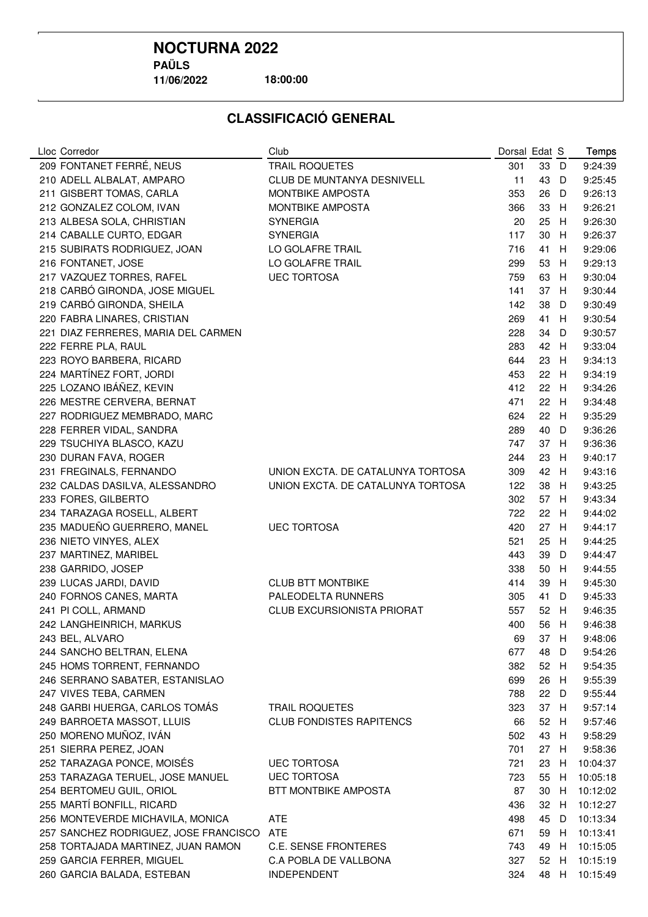# NOCTURNA 2022

**PAÜLS**

**11/06/2022** **18:00:00**

## CLASSIFICACIÓ GENERAL

| Lloc | Corredor | Club | Dorsal | Edat | S | Temps |
|---|---|---|---|---|---|---|
| 209 | FONTANET FERRÉ, NEUS | TRAIL ROQUETES | 301 | 33 | D | 9:24:39 |
| 210 | ADELL ALBALAT, AMPARO | CLUB DE MUNTANYA DESNIVELL | 11 | 43 | D | 9:25:45 |
| 211 | GISBERT TOMAS, CARLA | MONTBIKE AMPOSTA | 353 | 26 | D | 9:26:13 |
| 212 | GONZALEZ COLOM, IVAN | MONTBIKE AMPOSTA | 366 | 33 | H | 9:26:21 |
| 213 | ALBESA SOLA, CHRISTIAN | SYNERGIA | 20 | 25 | H | 9:26:30 |
| 214 | CABALLE CURTO, EDGAR | SYNERGIA | 117 | 30 | H | 9:26:37 |
| 215 | SUBIRATS RODRIGUEZ, JOAN | LO GOLAFRE TRAIL | 716 | 41 | H | 9:29:06 |
| 216 | FONTANET, JOSE | LO GOLAFRE TRAIL | 299 | 53 | H | 9:29:13 |
| 217 | VAZQUEZ TORRES, RAFEL | UEC TORTOSA | 759 | 63 | H | 9:30:04 |
| 218 | CARBÓ GIRONDA, JOSE MIGUEL | | 141 | 37 | H | 9:30:44 |
| 219 | CARBÓ GIRONDA, SHEILA | | 142 | 38 | D | 9:30:49 |
| 220 | FABRA LINARES, CRISTIAN | | 269 | 41 | H | 9:30:54 |
| 221 | DIAZ FERRERES, MARIA DEL CARMEN | | 228 | 34 | D | 9:30:57 |
| 222 | FERRE PLA, RAUL | | 283 | 42 | H | 9:33:04 |
| 223 | ROYO BARBERA, RICARD | | 644 | 23 | H | 9:34:13 |
| 224 | MARTÍNEZ FORT, JORDI | | 453 | 22 | H | 9:34:19 |
| 225 | LOZANO IBÁÑEZ, KEVIN | | 412 | 22 | H | 9:34:26 |
| 226 | MESTRE CERVERA, BERNAT | | 471 | 22 | H | 9:34:48 |
| 227 | RODRIGUEZ MEMBRADO, MARC | | 624 | 22 | H | 9:35:29 |
| 228 | FERRER VIDAL, SANDRA | | 289 | 40 | D | 9:36:26 |
| 229 | TSUCHIYA BLASCO, KAZU | | 747 | 37 | H | 9:36:36 |
| 230 | DURAN FAVA, ROGER | | 244 | 23 | H | 9:40:17 |
| 231 | FREGINALS, FERNANDO | UNION EXCTA. DE CATALUNYA TORTOSA | 309 | 42 | H | 9:43:16 |
| 232 | CALDAS DASILVA, ALESSANDRO | UNION EXCTA. DE CATALUNYA TORTOSA | 122 | 38 | H | 9:43:25 |
| 233 | FORES, GILBERTO | | 302 | 57 | H | 9:43:34 |
| 234 | TARAZAGA ROSELL, ALBERT | | 722 | 22 | H | 9:44:02 |
| 235 | MADUEÑO GUERRERO, MANEL | UEC TORTOSA | 420 | 27 | H | 9:44:17 |
| 236 | NIETO VINYES, ALEX | | 521 | 25 | H | 9:44:25 |
| 237 | MARTINEZ, MARIBEL | | 443 | 39 | D | 9:44:47 |
| 238 | GARRIDO, JOSEP | | 338 | 50 | H | 9:44:55 |
| 239 | LUCAS JARDI, DAVID | CLUB BTT MONTBIKE | 414 | 39 | H | 9:45:30 |
| 240 | FORNOS CANES, MARTA | PALEODELTA RUNNERS | 305 | 41 | D | 9:45:33 |
| 241 | PI COLL, ARMAND | CLUB EXCURSIONISTA PRIORAT | 557 | 52 | H | 9:46:35 |
| 242 | LANGHEINRICH, MARKUS | | 400 | 56 | H | 9:46:38 |
| 243 | BEL, ALVARO | | 69 | 37 | H | 9:48:06 |
| 244 | SANCHO BELTRAN, ELENA | | 677 | 48 | D | 9:54:26 |
| 245 | HOMS TORRENT, FERNANDO | | 382 | 52 | H | 9:54:35 |
| 246 | SERRANO SABATER, ESTANISLAO | | 699 | 26 | H | 9:55:39 |
| 247 | VIVES TEBA, CARMEN | | 788 | 22 | D | 9:55:44 |
| 248 | GARBI HUERGA, CARLOS TOMÁS | TRAIL ROQUETES | 323 | 37 | H | 9:57:14 |
| 249 | BARROETA MASSOT, LLUIS | CLUB FONDISTES RAPITENCS | 66 | 52 | H | 9:57:46 |
| 250 | MORENO MUÑOZ, IVÁN | | 502 | 43 | H | 9:58:29 |
| 251 | SIERRA PEREZ, JOAN | | 701 | 27 | H | 9:58:36 |
| 252 | TARAZAGA PONCE, MOISÉS | UEC TORTOSA | 721 | 23 | H | 10:04:37 |
| 253 | TARAZAGA TERUEL, JOSE MANUEL | UEC TORTOSA | 723 | 55 | H | 10:05:18 |
| 254 | BERTOMEU GUIL, ORIOL | BTT MONTBIKE AMPOSTA | 87 | 30 | H | 10:12:02 |
| 255 | MARTÍ BONFILL, RICARD | | 436 | 32 | H | 10:12:27 |
| 256 | MONTEVERDE MICHAVILA, MONICA | ATE | 498 | 45 | D | 10:13:34 |
| 257 | SANCHEZ RODRIGUEZ, JOSE FRANCISCO | ATE | 671 | 59 | H | 10:13:41 |
| 258 | TORTAJADA MARTINEZ, JUAN RAMON | C.E. SENSE FRONTERES | 743 | 49 | H | 10:15:05 |
| 259 | GARCIA FERRER, MIGUEL | C.A POBLA DE VALLBONA | 327 | 52 | H | 10:15:19 |
| 260 | GARCIA BALADA, ESTEBAN | INDEPENDENT | 324 | 48 | H | 10:15:49 |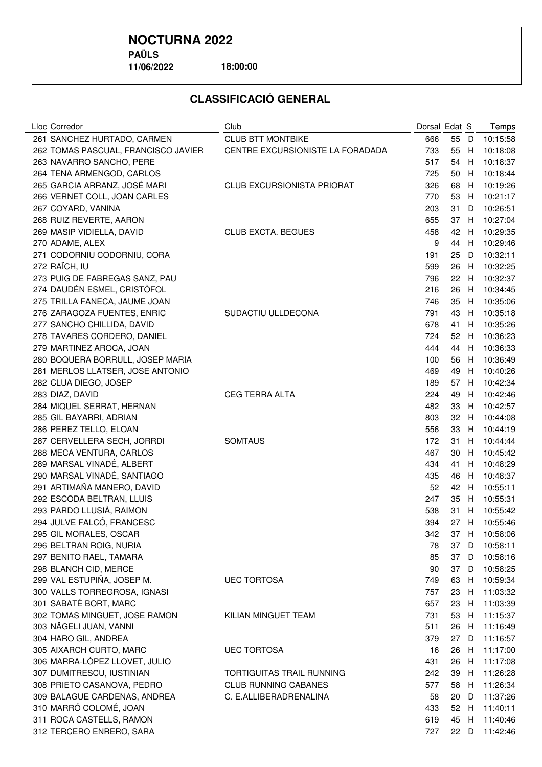# NOCTURNA 2022

**PAÜLS**

**11/06/2022** **18:00:00**

## CLASSIFICACIÓ GENERAL

| Lloc | Corredor | Club | Dorsal | Edat | S | Temps |
|---|---|---|---|---|---|---|
| 261 | SANCHEZ HURTADO, CARMEN | CLUB BTT MONTBIKE | 666 | 55 | D | 10:15:58 |
| 262 | TOMAS PASCUAL, FRANCISCO JAVIER | CENTRE EXCURSIONISTE LA FORADADA | 733 | 55 | H | 10:18:08 |
| 263 | NAVARRO SANCHO, PERE | | 517 | 54 | H | 10:18:37 |
| 264 | TENA ARMENGOD, CARLOS | | 725 | 50 | H | 10:18:44 |
| 265 | GARCIA ARRANZ, JOSÉ MARI | CLUB EXCURSIONISTA PRIORAT | 326 | 68 | H | 10:19:26 |
| 266 | VERNET COLL, JOAN CARLES | | 770 | 53 | H | 10:21:17 |
| 267 | COYARD, VANINA | | 203 | 31 | D | 10:26:51 |
| 268 | RUIZ REVERTE, AARON | | 655 | 37 | H | 10:27:04 |
| 269 | MASIP VIDIELLA, DAVID | CLUB EXCTA. BEGUES | 458 | 42 | H | 10:29:35 |
| 270 | ADAME, ALEX | | 9 | 44 | H | 10:29:46 |
| 271 | CODORNIU CODORNIU, CORA | | 191 | 25 | D | 10:32:11 |
| 272 | RAÏCH, IU | | 599 | 26 | H | 10:32:25 |
| 273 | PUIG DE FABREGAS SANZ, PAU | | 796 | 22 | H | 10:32:37 |
| 274 | DAUDÉN ESMEL, CRISTÒFOL | | 216 | 26 | H | 10:34:45 |
| 275 | TRILLA FANECA, JAUME JOAN | | 746 | 35 | H | 10:35:06 |
| 276 | ZARAGOZA FUENTES, ENRIC | SUDACTIU ULLDECONA | 791 | 43 | H | 10:35:18 |
| 277 | SANCHO CHILLIDA, DAVID | | 678 | 41 | H | 10:35:26 |
| 278 | TAVARES CORDERO, DANIEL | | 724 | 52 | H | 10:36:23 |
| 279 | MARTINEZ AROCA, JOAN | | 444 | 44 | H | 10:36:33 |
| 280 | BOQUERA BORRULL, JOSEP MARIA | | 100 | 56 | H | 10:36:49 |
| 281 | MERLOS LLATSER, JOSE ANTONIO | | 469 | 49 | H | 10:40:26 |
| 282 | CLUA DIEGO, JOSEP | | 189 | 57 | H | 10:42:34 |
| 283 | DIAZ, DAVID | CEG TERRA ALTA | 224 | 49 | H | 10:42:46 |
| 284 | MIQUEL SERRAT, HERNAN | | 482 | 33 | H | 10:42:57 |
| 285 | GIL BAYARRI, ADRIAN | | 803 | 32 | H | 10:44:08 |
| 286 | PEREZ TELLO, ELOAN | | 556 | 33 | H | 10:44:19 |
| 287 | CERVELLERA SECH, JORRDI | SOMTAUS | 172 | 31 | H | 10:44:44 |
| 288 | MECA VENTURA, CARLOS | | 467 | 30 | H | 10:45:42 |
| 289 | MARSAL VINADÉ, ALBERT | | 434 | 41 | H | 10:48:29 |
| 290 | MARSAL VINADÉ, SANTIAGO | | 435 | 46 | H | 10:48:37 |
| 291 | ARTIMAÑA MANERO, DAVID | | 52 | 42 | H | 10:55:11 |
| 292 | ESCODA BELTRAN, LLUIS | | 247 | 35 | H | 10:55:31 |
| 293 | PARDO LLUSIÀ, RAIMON | | 538 | 31 | H | 10:55:42 |
| 294 | JULVE FALCÓ, FRANCESC | | 394 | 27 | H | 10:55:46 |
| 295 | GIL MORALES, OSCAR | | 342 | 37 | H | 10:58:06 |
| 296 | BELTRAN ROIG, NURIA | | 78 | 37 | D | 10:58:11 |
| 297 | BENITO RAEL, TAMARA | | 85 | 37 | D | 10:58:16 |
| 298 | BLANCH CID, MERCE | | 90 | 37 | D | 10:58:25 |
| 299 | VAL ESTUPIÑA, JOSEP M. | UEC TORTOSA | 749 | 63 | H | 10:59:34 |
| 300 | VALLS TORREGROSA, IGNASI | | 757 | 23 | H | 11:03:32 |
| 301 | SABATÉ BORT, MARC | | 657 | 23 | H | 11:03:39 |
| 302 | TOMAS MINGUET, JOSE RAMON | KILIAN MINGUET TEAM | 731 | 53 | H | 11:15:37 |
| 303 | NÄGELI JUAN, VANNI | | 511 | 26 | H | 11:16:49 |
| 304 | HARO GIL, ANDREA | | 379 | 27 | D | 11:16:57 |
| 305 | AIXARCH CURTO, MARC | UEC TORTOSA | 16 | 26 | H | 11:17:00 |
| 306 | MARRA-LÓPEZ LLOVET, JULIO | | 431 | 26 | H | 11:17:08 |
| 307 | DUMITRESCU, IUSTINIAN | TORTIGUITAS TRAIL RUNNING | 242 | 39 | H | 11:26:28 |
| 308 | PRIETO CASANOVA, PEDRO | CLUB RUNNING CABANES | 577 | 58 | H | 11:26:34 |
| 309 | BALAGUE CARDENAS, ANDREA | C. E.ALLIBERADRENALINA | 58 | 20 | D | 11:37:26 |
| 310 | MARRÓ COLOMÉ, JOAN | | 433 | 52 | H | 11:40:11 |
| 311 | ROCA CASTELLS, RAMON | | 619 | 45 | H | 11:40:46 |
| 312 | TERCERO ENRERO, SARA | | 727 | 22 | D | 11:42:46 |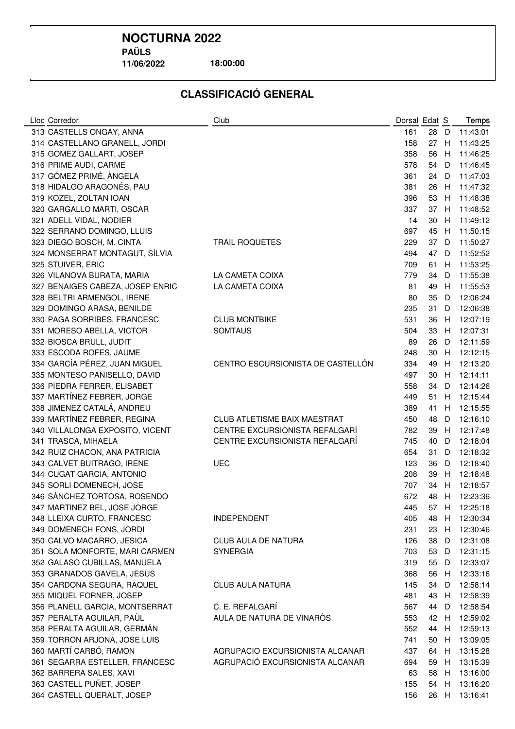# NOCTURNA 2022

**PAÜLS**

**11/06/2022** **18:00:00**

## CLASSIFICACIÓ GENERAL

| Lloc | Corredor | Club | Dorsal | Edat | S | Temps |
|---|---|---|---|---|---|---|
| 313 | CASTELLS ONGAY, ANNA | | 161 | 28 | D | 11:43:01 |
| 314 | CASTELLANO GRANELL, JORDI | | 158 | 27 | H | 11:43:25 |
| 315 | GOMEZ GALLART, JOSEP | | 358 | 56 | H | 11:46:25 |
| 316 | PRIME AUDI, CARME | | 578 | 54 | D | 11:46:45 |
| 317 | GÓMEZ PRIMÉ, ÀNGELA | | 361 | 24 | D | 11:47:03 |
| 318 | HIDALGO ARAGONÉS, PAU | | 381 | 26 | H | 11:47:32 |
| 319 | KOZEL, ZOLTAN IOAN | | 396 | 53 | H | 11:48:38 |
| 320 | GARGALLO MARTI, OSCAR | | 337 | 37 | H | 11:48:52 |
| 321 | ADELL VIDAL, NODIER | | 14 | 30 | H | 11:49:12 |
| 322 | SERRANO DOMINGO, LLUIS | | 697 | 45 | H | 11:50:15 |
| 323 | DIEGO BOSCH, M. CINTA | TRAIL ROQUETES | 229 | 37 | D | 11:50:27 |
| 324 | MONSERRAT MONTAGUT, SÍLVIA | | 494 | 47 | D | 11:52:52 |
| 325 | STUIVER, ERIC | | 709 | 61 | H | 11:53:25 |
| 326 | VILANOVA BURATA, MARIA | LA CAMETA COIXA | 779 | 34 | D | 11:55:38 |
| 327 | BENAIGES CABEZA, JOSEP ENRIC | LA CAMETA COIXA | 81 | 49 | H | 11:55:53 |
| 328 | BELTRI ARMENGOL, IRENE | | 80 | 35 | D | 12:06:24 |
| 329 | DOMINGO ARASA, BENILDE | | 235 | 31 | D | 12:06:38 |
| 330 | PAGA SORRIBES, FRANCESC | CLUB MONTBIKE | 531 | 36 | H | 12:07:19 |
| 331 | MORESO ABELLA, VICTOR | SOMTAUS | 504 | 33 | H | 12:07:31 |
| 332 | BIOSCA BRULL, JUDIT | | 89 | 26 | D | 12:11:59 |
| 333 | ESCODA ROFES, JAUME | | 248 | 30 | H | 12:12:15 |
| 334 | GARCÍA PÉREZ, JUAN MIGUEL | CENTRO ESCURSIONISTA DE CASTELLÓN | 334 | 49 | H | 12:13:20 |
| 335 | MONTESO PANISELLO, DAVID | | 497 | 30 | H | 12:14:11 |
| 336 | PIEDRA FERRER, ELISABET | | 558 | 34 | D | 12:14:26 |
| 337 | MARTÍNEZ FEBRER, JORGE | | 449 | 51 | H | 12:15:44 |
| 338 | JIMENEZ CATALÁ, ANDREU | | 389 | 41 | H | 12:15:55 |
| 339 | MARTÍNEZ FEBRER, REGINA | CLUB ATLETISME BAIX MAESTRAT | 450 | 48 | D | 12:16:10 |
| 340 | VILLALONGA EXPOSITO, VICENT | CENTRE EXCURSIONISTA REFALGARÍ | 782 | 39 | H | 12:17:48 |
| 341 | TRASCA, MIHAELA | CENTRE EXCURSIONISTA REFALGARÍ | 745 | 40 | D | 12:18:04 |
| 342 | RUIZ CHACON, ANA PATRICIA | | 654 | 31 | D | 12:18:32 |
| 343 | CALVET BUITRAGO, IRENE | UEC | 123 | 36 | D | 12:18:40 |
| 344 | CUGAT GARCIA, ANTONIO | | 208 | 39 | H | 12:18:48 |
| 345 | SORLI DOMENECH, JOSE | | 707 | 34 | H | 12:18:57 |
| 346 | SÁNCHEZ TORTOSA, ROSENDO | | 672 | 48 | H | 12:23:36 |
| 347 | MARTINEZ BEL, JOSE JORGE | | 445 | 57 | H | 12:25:18 |
| 348 | LLEIXA CURTO, FRANCESC | INDEPENDENT | 405 | 48 | H | 12:30:34 |
| 349 | DOMENECH FONS, JORDI | | 231 | 23 | H | 12:30:46 |
| 350 | CALVO MACARRO, JESICA | CLUB AULA DE NATURA | 126 | 38 | D | 12:31:08 |
| 351 | SOLA MONFORTE, MARI CARMEN | SYNERGIA | 703 | 53 | D | 12:31:15 |
| 352 | GALASO CUBILLAS, MANUELA | | 319 | 55 | D | 12:33:07 |
| 353 | GRANADOS GAVELA, JESUS | | 368 | 56 | H | 12:33:16 |
| 354 | CARDONA SEGURA, RAQUEL | CLUB AULA NATURA | 145 | 34 | D | 12:58:14 |
| 355 | MIQUEL FORNER, JOSEP | | 481 | 43 | H | 12:58:39 |
| 356 | PLANELL GARCIA, MONTSERRAT | C. E. REFALGARÍ | 567 | 44 | D | 12:58:54 |
| 357 | PERALTA AGUILAR, PAÜL | AULA DE NATURA DE VINARÒS | 553 | 42 | H | 12:59:02 |
| 358 | PERALTA AGUILAR, GERMÁN | | 552 | 44 | H | 12:59:13 |
| 359 | TORRON ARJONA, JOSE LUIS | | 741 | 50 | H | 13:09:05 |
| 360 | MARTÍ CARBÓ, RAMON | AGRUPACIO EXCURSIONISTA ALCANAR | 437 | 64 | H | 13:15:28 |
| 361 | SEGARRA ESTELLER, FRANCESC | AGRUPACIÓ EXCURSIONISTA ALCANAR | 694 | 59 | H | 13:15:39 |
| 362 | BARRERA SALES, XAVI | | 63 | 58 | H | 13:16:00 |
| 363 | CASTELL PUÑET, JOSEP | | 155 | 54 | H | 13:16:20 |
| 364 | CASTELL QUERALT, JOSEP | | 156 | 26 | H | 13:16:41 |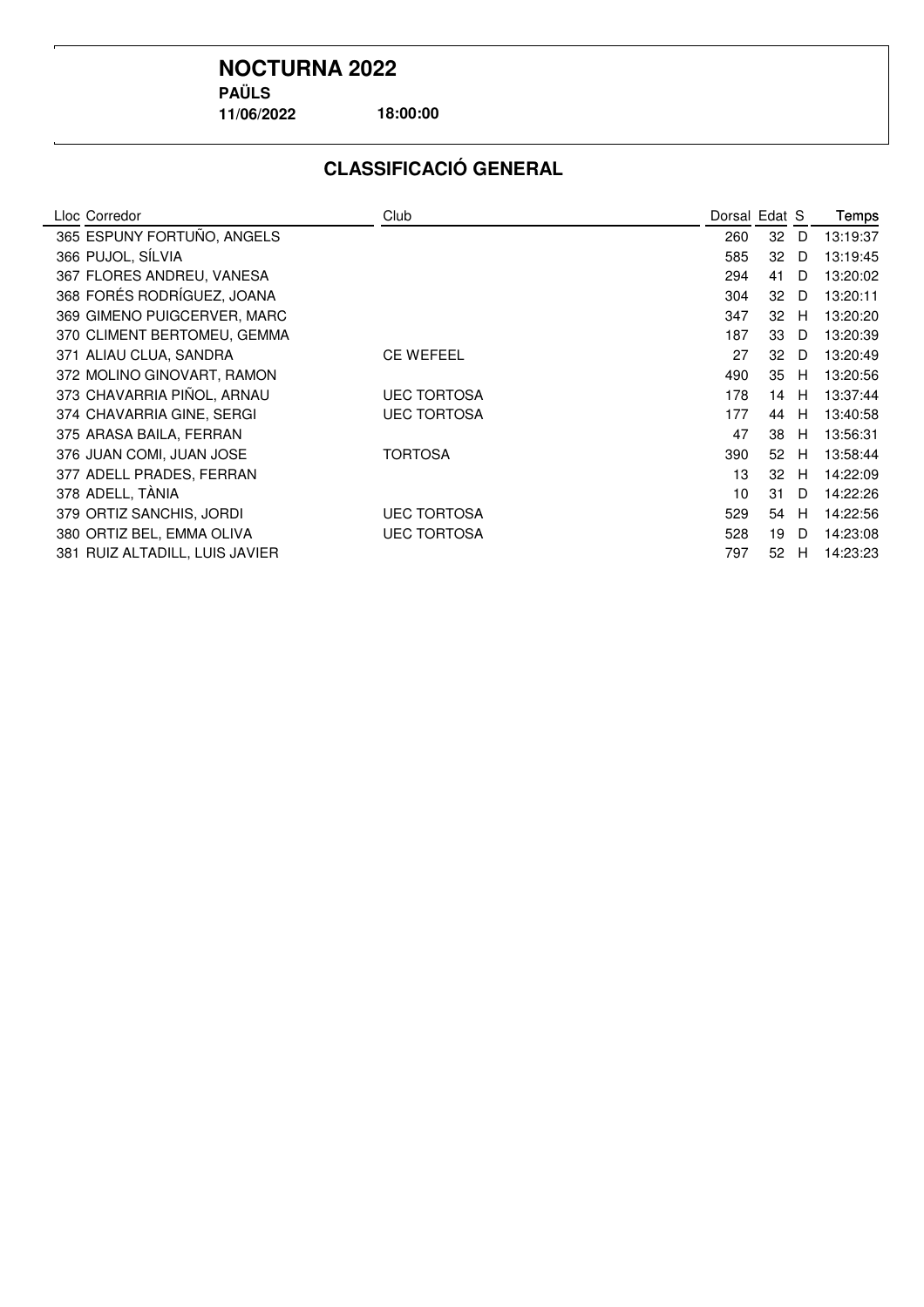# NOCTURNA 2022

**PAÜLS**

**11/06/2022** **18:00:00**

## CLASSIFICACIÓ GENERAL

| Lloc | Corredor | Club | Dorsal | Edat | S | Temps |
|---|---|---|---|---|---|---|
| 365 | ESPUNY FORTUÑO, ANGELS | | 260 | 32 | D | 13:19:37 |
| 366 | PUJOL, SÍLVIA | | 585 | 32 | D | 13:19:45 |
| 367 | FLORES ANDREU, VANESA | | 294 | 41 | D | 13:20:02 |
| 368 | FORÉS RODRÍGUEZ, JOANA | | 304 | 32 | D | 13:20:11 |
| 369 | GIMENO PUIGCERVER, MARC | | 347 | 32 | H | 13:20:20 |
| 370 | CLIMENT BERTOMEU, GEMMA | | 187 | 33 | D | 13:20:39 |
| 371 | ALIAU CLUA, SANDRA | CE WEFEEL | 27 | 32 | D | 13:20:49 |
| 372 | MOLINO GINOVART, RAMON | | 490 | 35 | H | 13:20:56 |
| 373 | CHAVARRIA PIÑOL, ARNAU | UEC TORTOSA | 178 | 14 | H | 13:37:44 |
| 374 | CHAVARRIA GINE, SERGI | UEC TORTOSA | 177 | 44 | H | 13:40:58 |
| 375 | ARASA BAILA, FERRAN | | 47 | 38 | H | 13:56:31 |
| 376 | JUAN COMI, JUAN JOSE | TORTOSA | 390 | 52 | H | 13:58:44 |
| 377 | ADELL PRADES, FERRAN | | 13 | 32 | H | 14:22:09 |
| 378 | ADELL, TÀNIA | | 10 | 31 | D | 14:22:26 |
| 379 | ORTIZ SANCHIS, JORDI | UEC TORTOSA | 529 | 54 | H | 14:22:56 |
| 380 | ORTIZ BEL, EMMA OLIVA | UEC TORTOSA | 528 | 19 | D | 14:23:08 |
| 381 | RUIZ ALTADILL, LUIS JAVIER | | 797 | 52 | H | 14:23:23 |